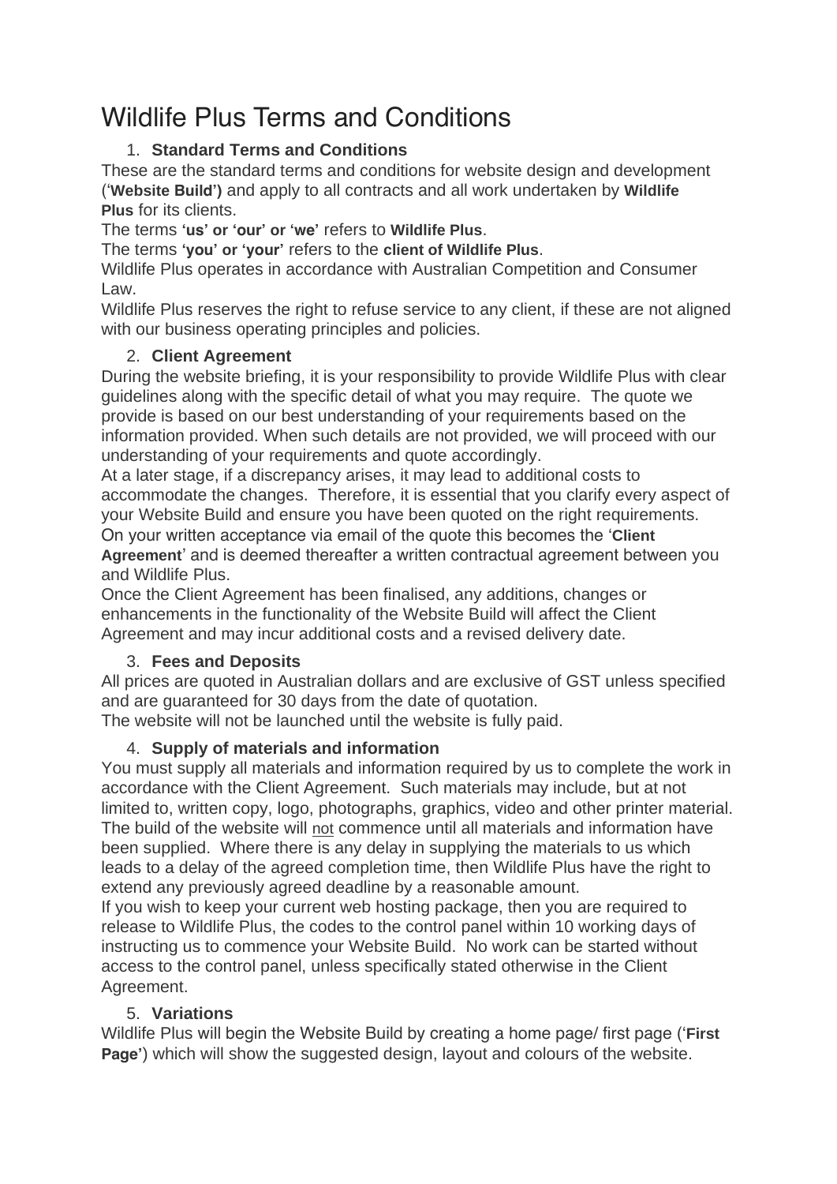# Wildlife Plus Terms and Conditions

## 1. Standard Terms and Conditions

These are the standard terms and conditions for website design and development (‘**Website Build’)** and apply to all contracts and all work undertaken by **Wildlife Plus** for its clients.

The terms **‘us’ or ‘our’ or ‘we’** refers to **Wildlife Plus**.

The terms **‘you’ or ‘your’** refers to the **client of Wildlife Plus**.

Wildlife Plus operates in accordance with Australian Competition and Consumer Law.

Wildlife Plus reserves the right to refuse service to any client, if these are not aligned with our business operating principles and policies.

## 2. Client Agreement

During the website briefing, it is your responsibility to provide Wildlife Plus with clear guidelines along with the specific detail of what you may require. The quote we provide is based on our best understanding of your requirements based on the information provided. When such details are not provided, we will proceed with our understanding of your requirements and quote accordingly.

At a later stage, if a discrepancy arises, it may lead to additional costs to accommodate the changes. Therefore, it is essential that you clarify every aspect of your Website Build and ensure you have been quoted on the right requirements.

On your written acceptance via email of the quote this becomes the ‘**Client Agreement**’ and is deemed thereafter a written contractual agreement between you and Wildlife Plus.

Once the Client Agreement has been finalised, any additions, changes or enhancements in the functionality of the Website Build will affect the Client Agreement and may incur additional costs and a revised delivery date.

## 3. Fees and Deposits

All prices are quoted in Australian dollars and are exclusive of GST unless specified and are guaranteed for 30 days from the date of quotation.

The website will not be launched until the website is fully paid.

## 4. Supply of materials and information

You must supply all materials and information required by us to complete the work in accordance with the Client Agreement. Such materials may include, but at not limited to, written copy, logo, photographs, graphics, video and other printer material. The build of the website will <u>not</u> commence until all materials and information have been supplied. Where there is any delay in supplying the materials to us which leads to a delay of the agreed completion time, then Wildlife Plus have the right to extend any previously agreed deadline by a reasonable amount.

If you wish to keep your current web hosting package, then you are required to release to Wildlife Plus, the codes to the control panel within 10 working days of instructing us to commence your Website Build. No work can be started without access to the control panel, unless specifically stated otherwise in the Client Agreement.

## 5. Variations

Wildlife Plus will begin the Website Build by creating a home page/ first page (‘**First Page**’) which will show the suggested design, layout and colours of the website.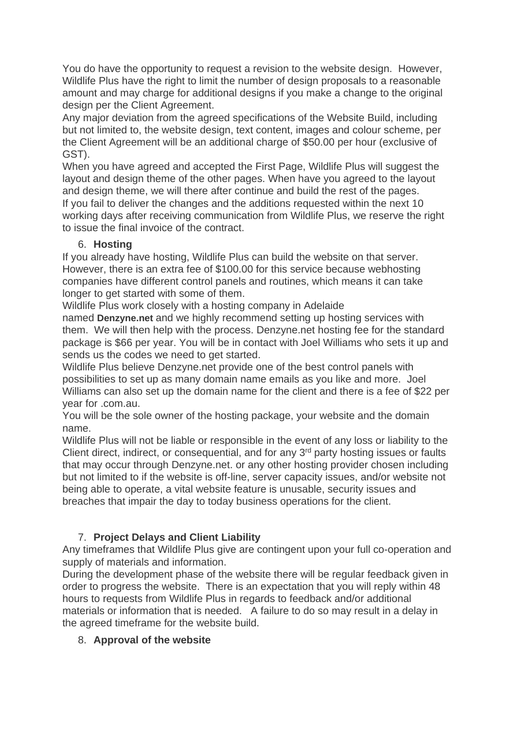You do have the opportunity to request a revision to the website design.  However, Wildlife Plus have the right to limit the number of design proposals to a reasonable amount and may charge for additional designs if you make a change to the original design per the Client Agreement.

Any major deviation from the agreed specifications of the Website Build, including but not limited to, the website design, text content, images and colour scheme, per the Client Agreement will be an additional charge of $50.00 per hour (exclusive of GST).

When you have agreed and accepted the First Page, Wildlife Plus will suggest the layout and design theme of the other pages. When have you agreed to the layout and design theme, we will there after continue and build the rest of the pages.

If you fail to deliver the changes and the additions requested within the next 10 working days after receiving communication from Wildlife Plus, we reserve the right to issue the final invoice of the contract.

## 6. **Hosting**

If you already have hosting, Wildlife Plus can build the website on that server. However, there is an extra fee of $100.00 for this service because webhosting companies have different control panels and routines, which means it can take longer to get started with some of them.

Wildlife Plus work closely with a hosting company in Adelaide named **Denzyne.net** and we highly recommend setting up hosting services with them.  We will then help with the process. Denzyne.net hosting fee for the standard package is $66 per year. You will be in contact with Joel Williams who sets it up and sends us the codes we need to get started.

Wildlife Plus believe Denzyne.net provide one of the best control panels with possibilities to set up as many domain name emails as you like and more.  Joel Williams can also set up the domain name for the client and there is a fee of $22 per year for .com.au.

You will be the sole owner of the hosting package, your website and the domain name.

Wildlife Plus will not be liable or responsible in the event of any loss or liability to the Client direct, indirect, or consequential, and for any 3rd party hosting issues or faults that may occur through Denzyne.net. or any other hosting provider chosen including but not limited to if the website is off-line, server capacity issues, and/or website not being able to operate, a vital website feature is unusable, security issues and breaches that impair the day to today business operations for the client.

## 7. **Project Delays and Client Liability**

Any timeframes that Wildlife Plus give are contingent upon your full co-operation and supply of materials and information.

During the development phase of the website there will be regular feedback given in order to progress the website.  There is an expectation that you will reply within 48 hours to requests from Wildlife Plus in regards to feedback and/or additional materials or information that is needed.   A failure to do so may result in a delay in the agreed timeframe for the website build.

## 8. **Approval of the website**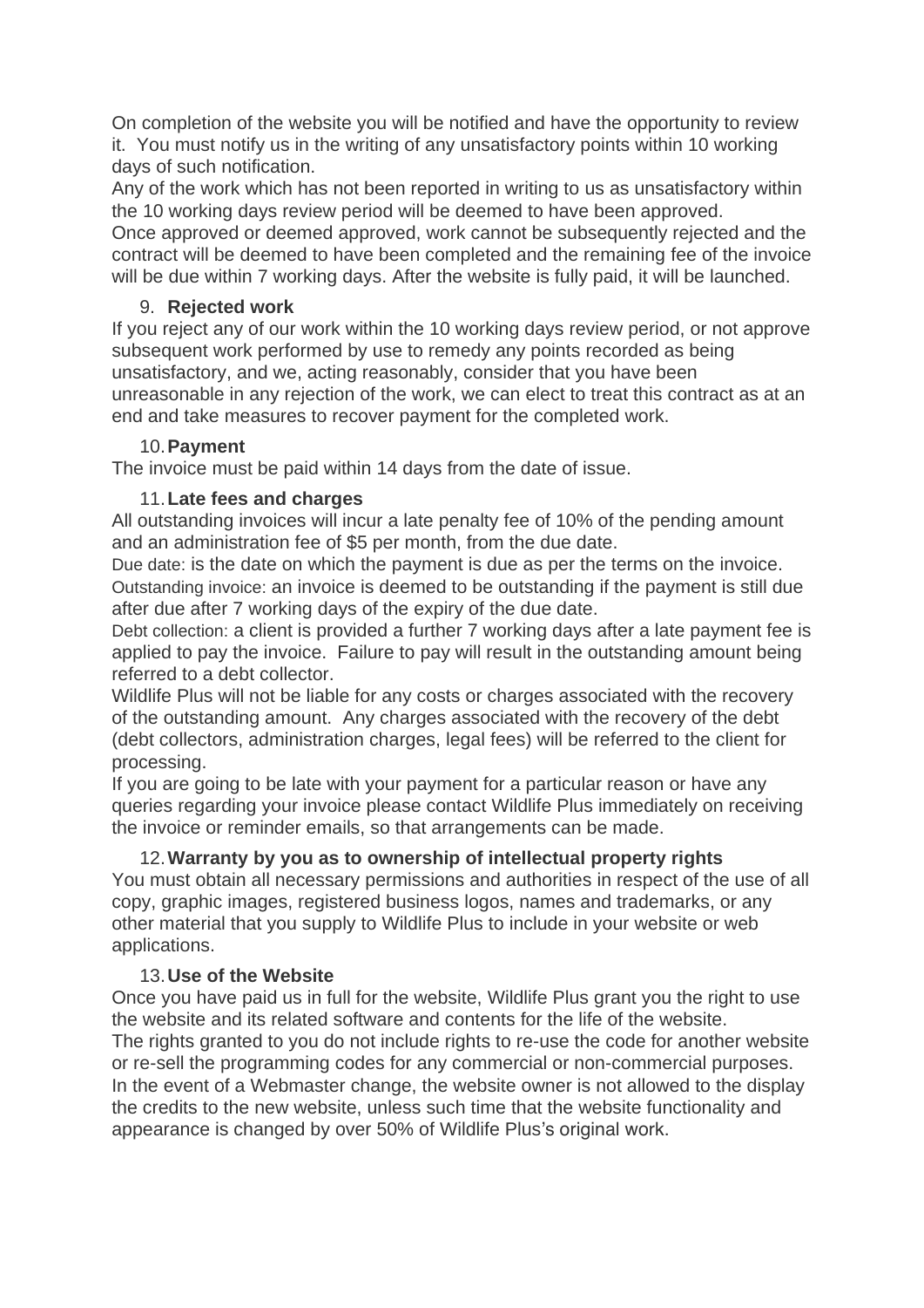On completion of the website you will be notified and have the opportunity to review it. You must notify us in the writing of any unsatisfactory points within 10 working days of such notification.
Any of the work which has not been reported in writing to us as unsatisfactory within the 10 working days review period will be deemed to have been approved.
Once approved or deemed approved, work cannot be subsequently rejected and the contract will be deemed to have been completed and the remaining fee of the invoice will be due within 7 working days. After the website is fully paid, it will be launched.

9. **Rejected work**

If you reject any of our work within the 10 working days review period, or not approve subsequent work performed by use to remedy any points recorded as being unsatisfactory, and we, acting reasonably, consider that you have been unreasonable in any rejection of the work, we can elect to treat this contract as at an end and take measures to recover payment for the completed work.

10. **Payment**

The invoice must be paid within 14 days from the date of issue.

11. **Late fees and charges**

All outstanding invoices will incur a late penalty fee of 10% of the pending amount and an administration fee of $5 per month, from the due date.
Due date: is the date on which the payment is due as per the terms on the invoice.
Outstanding invoice: an invoice is deemed to be outstanding if the payment is still due after due after 7 working days of the expiry of the due date.
Debt collection: a client is provided a further 7 working days after a late payment fee is applied to pay the invoice. Failure to pay will result in the outstanding amount being referred to a debt collector.
Wildlife Plus will not be liable for any costs or charges associated with the recovery of the outstanding amount. Any charges associated with the recovery of the debt (debt collectors, administration charges, legal fees) will be referred to the client for processing.
If you are going to be late with your payment for a particular reason or have any queries regarding your invoice please contact Wildlife Plus immediately on receiving the invoice or reminder emails, so that arrangements can be made.

12. **Warranty by you as to ownership of intellectual property rights**

You must obtain all necessary permissions and authorities in respect of the use of all copy, graphic images, registered business logos, names and trademarks, or any other material that you supply to Wildlife Plus to include in your website or web applications.

13. **Use of the Website**

Once you have paid us in full for the website, Wildlife Plus grant you the right to use the website and its related software and contents for the life of the website.
The rights granted to you do not include rights to re-use the code for another website or re-sell the programming codes for any commercial or non-commercial purposes.
In the event of a Webmaster change, the website owner is not allowed to the display the credits to the new website, unless such time that the website functionality and appearance is changed by over 50% of Wildlife Plus's original work.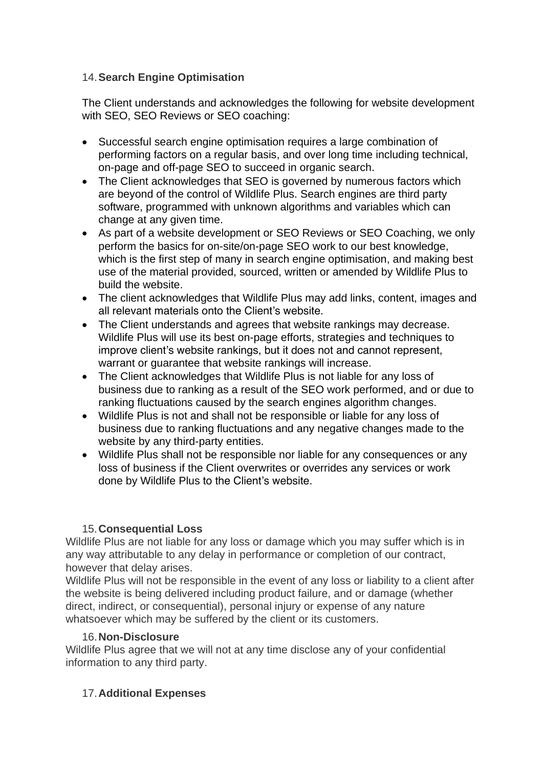## 14. Search Engine Optimisation

The Client understands and acknowledges the following for website development with SEO, SEO Reviews or SEO coaching:

- Successful search engine optimisation requires a large combination of performing factors on a regular basis, and over long time including technical, on-page and off-page SEO to succeed in organic search.
- The Client acknowledges that SEO is governed by numerous factors which are beyond of the control of Wildlife Plus. Search engines are third party software, programmed with unknown algorithms and variables which can change at any given time.
- As part of a website development or SEO Reviews or SEO Coaching, we only perform the basics for on-site/on-page SEO work to our best knowledge, which is the first step of many in search engine optimisation, and making best use of the material provided, sourced, written or amended by Wildlife Plus to build the website.
- The client acknowledges that Wildlife Plus may add links, content, images and all relevant materials onto the Client's website.
- The Client understands and agrees that website rankings may decrease. Wildlife Plus will use its best on-page efforts, strategies and techniques to improve client's website rankings, but it does not and cannot represent, warrant or guarantee that website rankings will increase.
- The Client acknowledges that Wildlife Plus is not liable for any loss of business due to ranking as a result of the SEO work performed, and or due to ranking fluctuations caused by the search engines algorithm changes.
- Wildlife Plus is not and shall not be responsible or liable for any loss of business due to ranking fluctuations and any negative changes made to the website by any third-party entities.
- Wildlife Plus shall not be responsible nor liable for any consequences or any loss of business if the Client overwrites or overrides any services or work done by Wildlife Plus to the Client's website.

## 15. Consequential Loss

Wildlife Plus are not liable for any loss or damage which you may suffer which is in any way attributable to any delay in performance or completion of our contract, however that delay arises.
Wildlife Plus will not be responsible in the event of any loss or liability to a client after the website is being delivered including product failure, and or damage (whether direct, indirect, or consequential), personal injury or expense of any nature whatsoever which may be suffered by the client or its customers.

## 16. Non-Disclosure

Wildlife Plus agree that we will not at any time disclose any of your confidential information to any third party.

## 17. Additional Expenses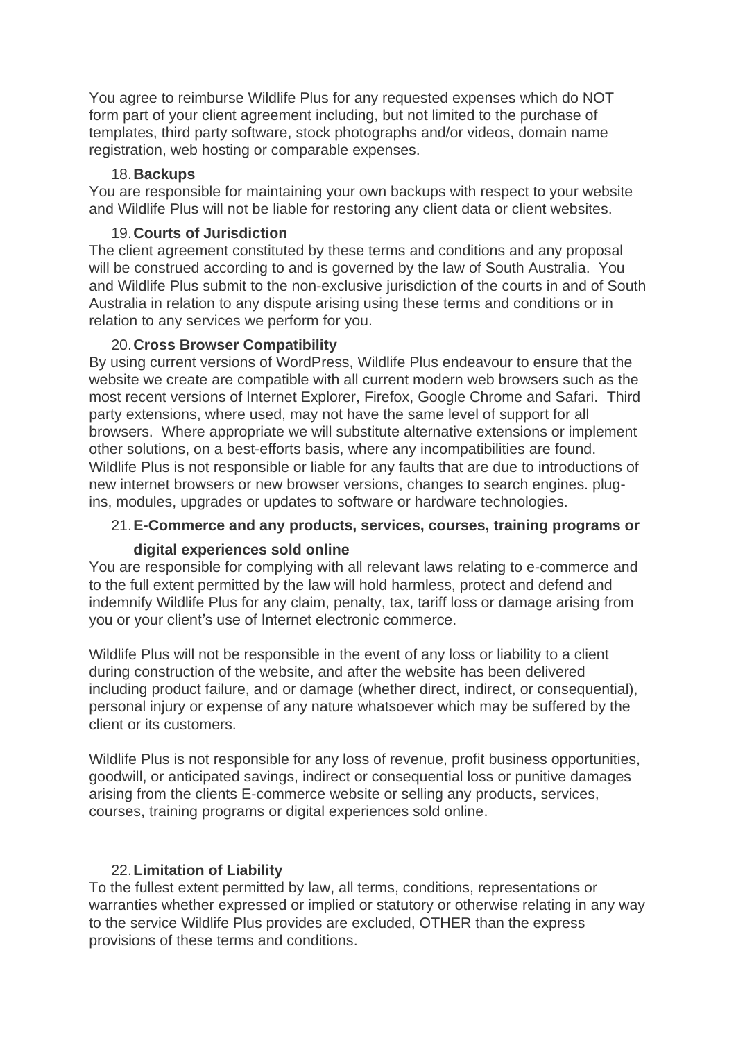You agree to reimburse Wildlife Plus for any requested expenses which do NOT form part of your client agreement including, but not limited to the purchase of templates, third party software, stock photographs and/or videos, domain name registration, web hosting or comparable expenses.

18. **Backups**

You are responsible for maintaining your own backups with respect to your website and Wildlife Plus will not be liable for restoring any client data or client websites.

19. **Courts of Jurisdiction**

The client agreement constituted by these terms and conditions and any proposal will be construed according to and is governed by the law of South Australia. You and Wildlife Plus submit to the non-exclusive jurisdiction of the courts in and of South Australia in relation to any dispute arising using these terms and conditions or in relation to any services we perform for you.

20. **Cross Browser Compatibility**

By using current versions of WordPress, Wildlife Plus endeavour to ensure that the website we create are compatible with all current modern web browsers such as the most recent versions of Internet Explorer, Firefox, Google Chrome and Safari. Third party extensions, where used, may not have the same level of support for all browsers. Where appropriate we will substitute alternative extensions or implement other solutions, on a best-efforts basis, where any incompatibilities are found. Wildlife Plus is not responsible or liable for any faults that are due to introductions of new internet browsers or new browser versions, changes to search engines. plug-ins, modules, upgrades or updates to software or hardware technologies.

21. **E-Commerce and any products, services, courses, training programs or digital experiences sold online**

You are responsible for complying with all relevant laws relating to e-commerce and to the full extent permitted by the law will hold harmless, protect and defend and indemnify Wildlife Plus for any claim, penalty, tax, tariff loss or damage arising from you or your client's use of Internet electronic commerce.

Wildlife Plus will not be responsible in the event of any loss or liability to a client during construction of the website, and after the website has been delivered including product failure, and or damage (whether direct, indirect, or consequential), personal injury or expense of any nature whatsoever which may be suffered by the client or its customers.

Wildlife Plus is not responsible for any loss of revenue, profit business opportunities, goodwill, or anticipated savings, indirect or consequential loss or punitive damages arising from the clients E-commerce website or selling any products, services, courses, training programs or digital experiences sold online.

22. **Limitation of Liability**

To the fullest extent permitted by law, all terms, conditions, representations or warranties whether expressed or implied or statutory or otherwise relating in any way to the service Wildlife Plus provides are excluded, OTHER than the express provisions of these terms and conditions.